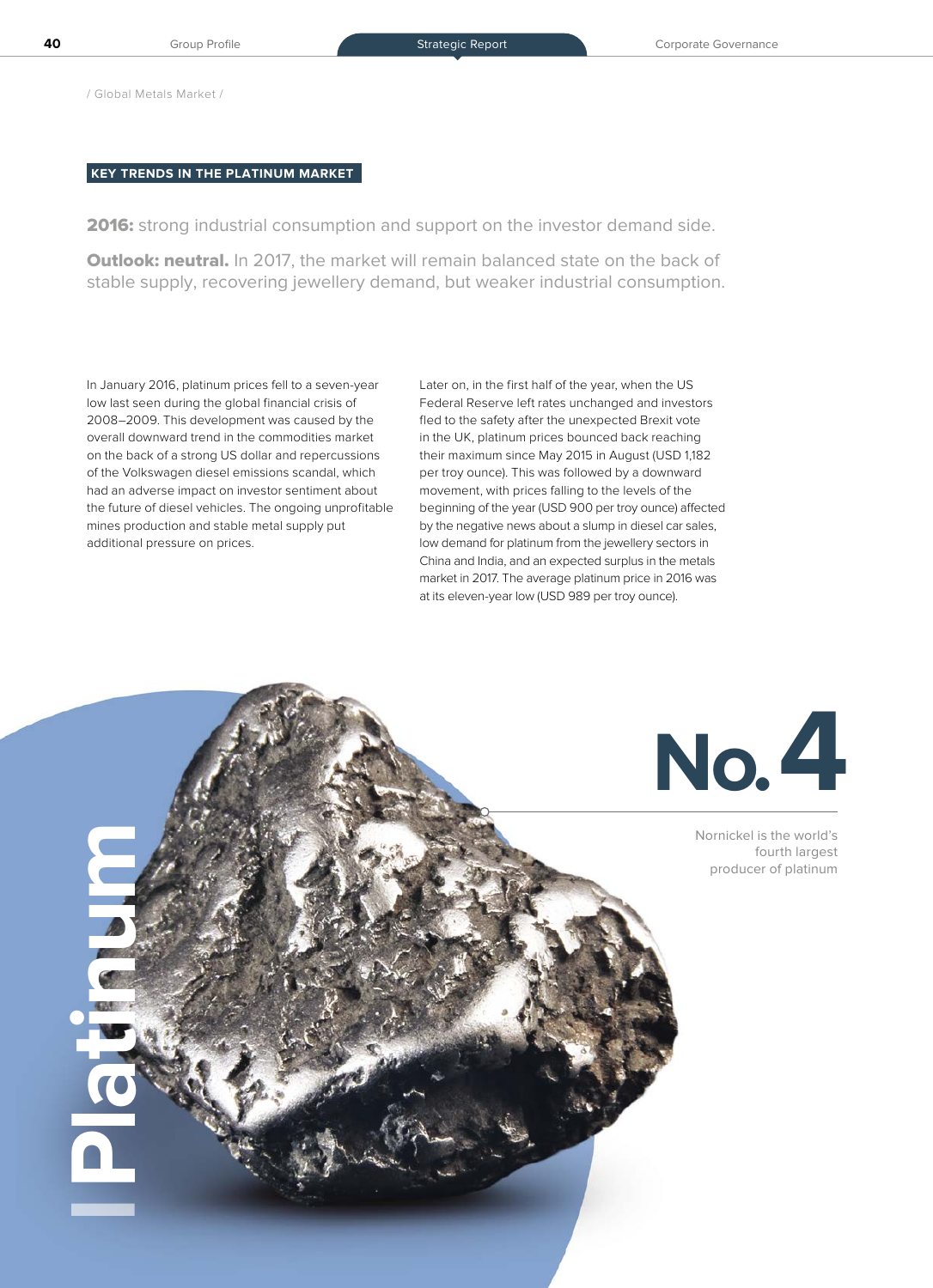## KEY TRENDS IN THE PLATINUM MARKET

**2016:** strong industrial consumption and support on the investor demand side.

**Outlook: neutral.** In 2017, the market will remain balanced state on the back of stable supply, recovering jewellery demand, but weaker industrial consumption.

In January 2016, platinum prices fell to a seven-year low last seen during the global financial crisis of 2008–2009. This development was caused by the overall downward trend in the commodities market on the back of a strong US dollar and repercussions of the Volkswagen diesel emissions scandal, which had an adverse impact on investor sentiment about the future of diesel vehicles. The ongoing unprofitable mines production and stable metal supply put additional pressure on prices.

Later on, in the first half of the year, when the US Federal Reserve left rates unchanged and investors fled to the safety after the unexpected Brexit vote in the UK, platinum prices bounced back reaching their maximum since May 2015 in August (USD 1,182 per troy ounce). This was followed by a downward movement, with prices falling to the levels of the beginning of the year (USD 900 per troy ounce) affected by the negative news about a slump in diesel car sales, low demand for platinum from the jewellery sectors in China and India, and an expected surplus in the metals market in 2017. The average platinum price in 2016 was at its eleven-year low (USD 989 per troy ounce).

# Platinum

**No. 4**

Nornickel is the world's fourth largest producer of platinum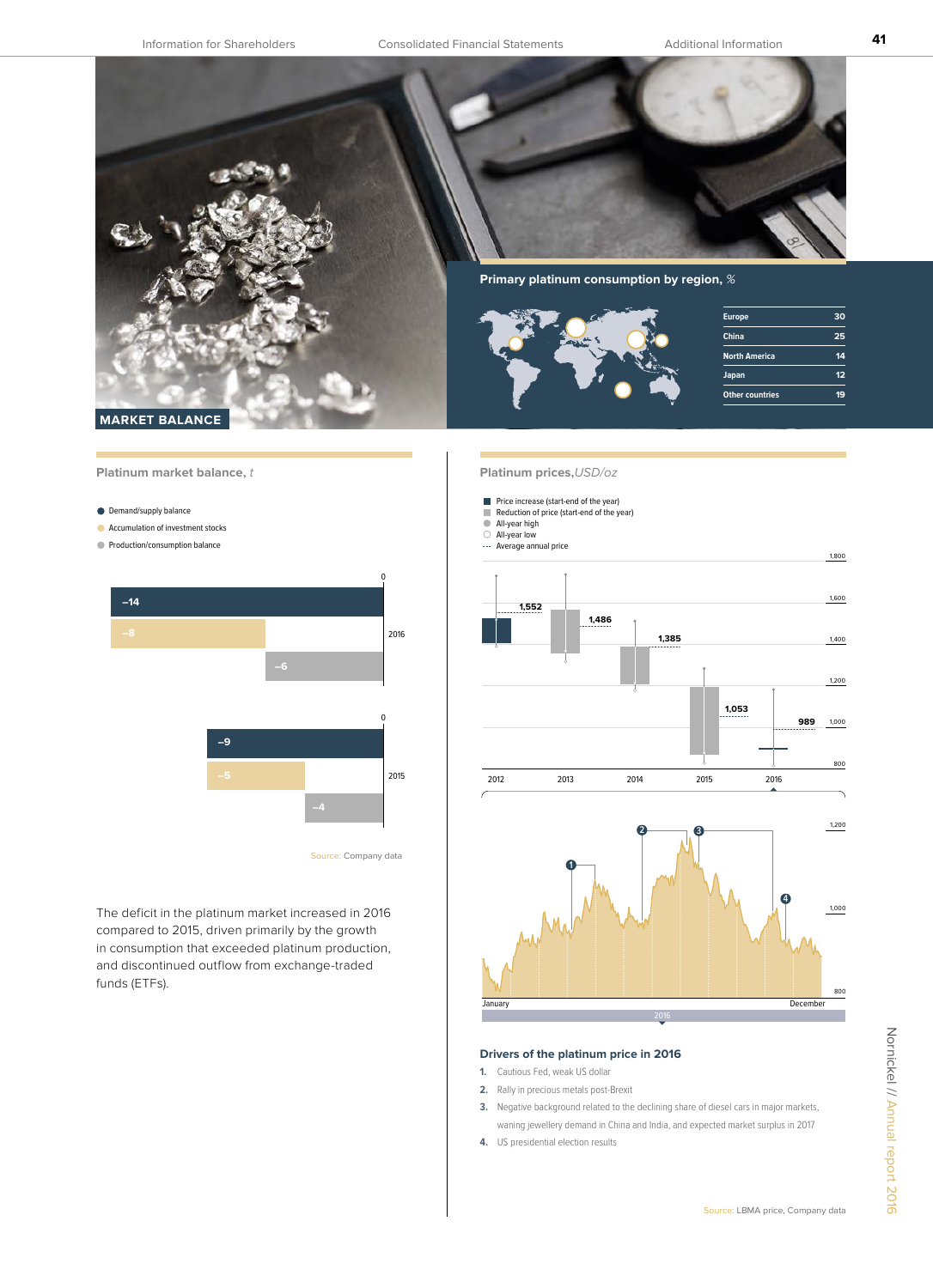## MARKET BALANCE

### Primary platinum consumption by region, %

| Region | % |
|---|---|
| Europe | 30 |
| China | 25 |
| North America | 14 |
| Japan | 12 |
| Other countries | 19 |

### Platinum market balance, *t*

- Demand/supply balance
- Accumulation of investment stocks
- Production/consumption balance

| Year | Demand/supply balance | Accumulation of investment stocks | Production/consumption balance |
|---|---|---|---|
| 2016 | –14 | –8 | –6 |
| 2015 | –9 | –5 | –4 |

Source: Company data

The deficit in the platinum market increased in 2016 compared to 2015, driven primarily by the growth in consumption that exceeded platinum production, and discontinued outflow from exchange-traded funds (ETFs).

### Platinum prices, *USD/oz*

- Price increase (start-end of the year)
- Reduction of price (start-end of the year)
- All-year high
- All-year low
- Average annual price

| Year | Average annual price |
|---|---|
| 2012 | 1,552 |
| 2013 | 1,486 |
| 2014 | 1,385 |
| 2015 | 1,053 |
| 2016 | 989 |

### Drivers of the platinum price in 2016

1. Cautious Fed, weak US dollar
2. Rally in precious metals post-Brexit
3. Negative background related to the declining share of diesel cars in major markets, waning jewellery demand in China and India, and expected market surplus in 2017
4. US presidential election results

Source: LBMA price, Company data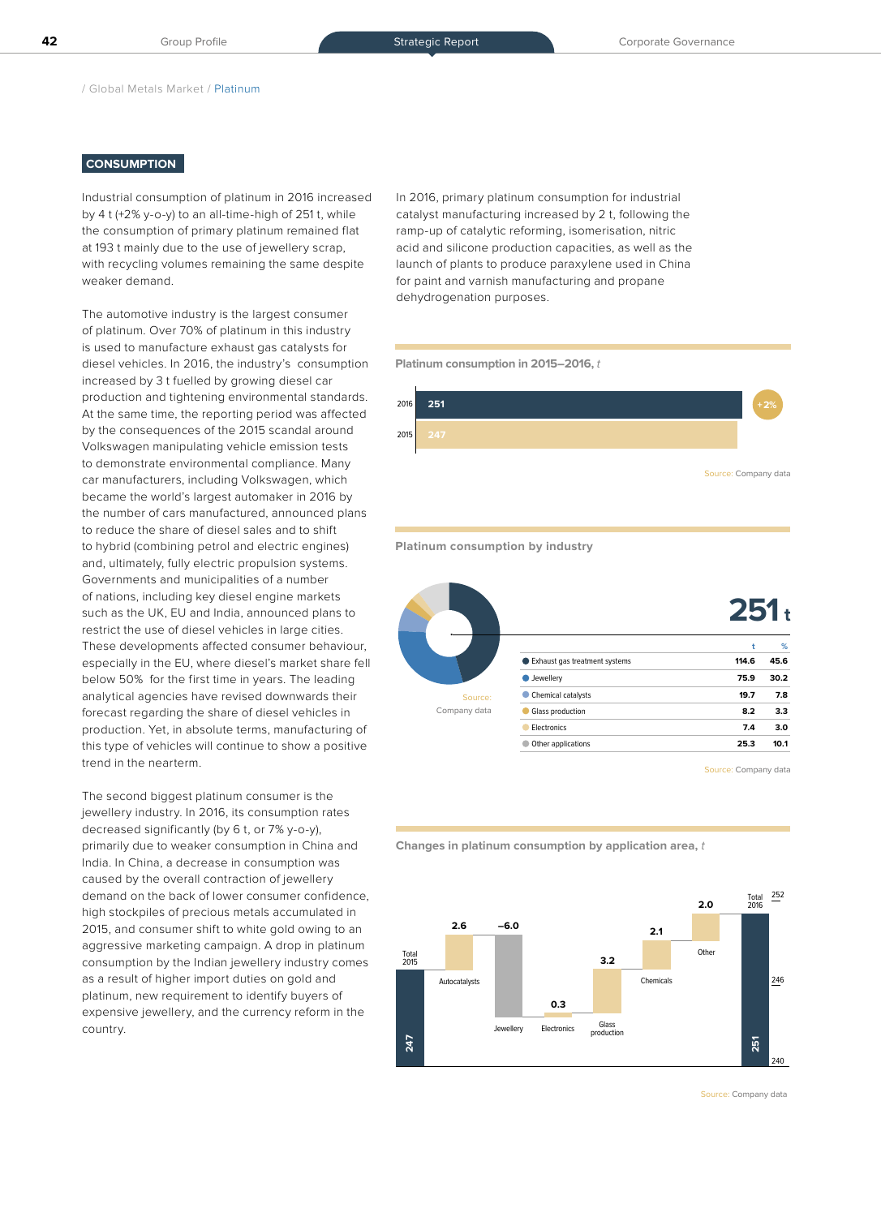/ Global Metals Market / Platinum

## CONSUMPTION

Industrial consumption of platinum in 2016 increased by 4 t (+2% y-o-y) to an all-time-high of 251 t, while the consumption of primary platinum remained flat at 193 t mainly due to the use of jewellery scrap, with recycling volumes remaining the same despite weaker demand.

The automotive industry is the largest consumer of platinum. Over 70% of platinum in this industry is used to manufacture exhaust gas catalysts for diesel vehicles. In 2016, the industry's consumption increased by 3 t fuelled by growing diesel car production and tightening environmental standards. At the same time, the reporting period was affected by the consequences of the 2015 scandal around Volkswagen manipulating vehicle emission tests to demonstrate environmental compliance. Many car manufacturers, including Volkswagen, which became the world's largest automaker in 2016 by the number of cars manufactured, announced plans to reduce the share of diesel sales and to shift to hybrid (combining petrol and electric engines) and, ultimately, fully electric propulsion systems. Governments and municipalities of a number of nations, including key diesel engine markets such as the UK, EU and India, announced plans to restrict the use of diesel vehicles in large cities. These developments affected consumer behaviour, especially in the EU, where diesel's market share fell below 50% for the first time in years. The leading analytical agencies have revised downwards their forecast regarding the share of diesel vehicles in production. Yet, in absolute terms, manufacturing of this type of vehicles will continue to show a positive trend in the nearterm.

The second biggest platinum consumer is the jewellery industry. In 2016, its consumption rates decreased significantly (by 6 t, or 7% y-o-y), primarily due to weaker consumption in China and India. In China, a decrease in consumption was caused by the overall contraction of jewellery demand on the back of lower consumer confidence, high stockpiles of precious metals accumulated in 2015, and consumer shift to white gold owing to an aggressive marketing campaign. A drop in platinum consumption by the Indian jewellery industry comes as a result of higher import duties on gold and platinum, new requirement to identify buyers of expensive jewellery, and the currency reform in the country.

In 2016, primary platinum consumption for industrial catalyst manufacturing increased by 2 t, following the ramp-up of catalytic reforming, isomerisation, nitric acid and silicone production capacities, as well as the launch of plants to produce paraxylene used in China for paint and varnish manufacturing and propane dehydrogenation purposes.

**Platinum consumption in 2015–2016, *t***

| Year | t |
|---|---|
| 2016 | 251 (+2%) |
| 2015 | 247 |

Source: Company data

**Platinum consumption by industry**

251 t

| | t | % |
|---|---|---|
| Exhaust gas treatment systems | 114.6 | 45.6 |
| Jewellery | 75.9 | 30.2 |
| Chemical catalysts | 19.7 | 7.8 |
| Glass production | 8.2 | 3.3 |
| Electronics | 7.4 | 3.0 |
| Other applications | 25.3 | 10.1 |

Source: Company data

**Changes in platinum consumption by application area, *t***

| | t |
|---|---|
| Total 2015 | 247 |
| Autocatalysts | 2.6 |
| Jewellery | –6.0 |
| Electronics | 0.3 |
| Glass production | 3.2 |
| Chemicals | 2.1 |
| Other | 2.0 |
| Total 2016 | 251 |

Source: Company data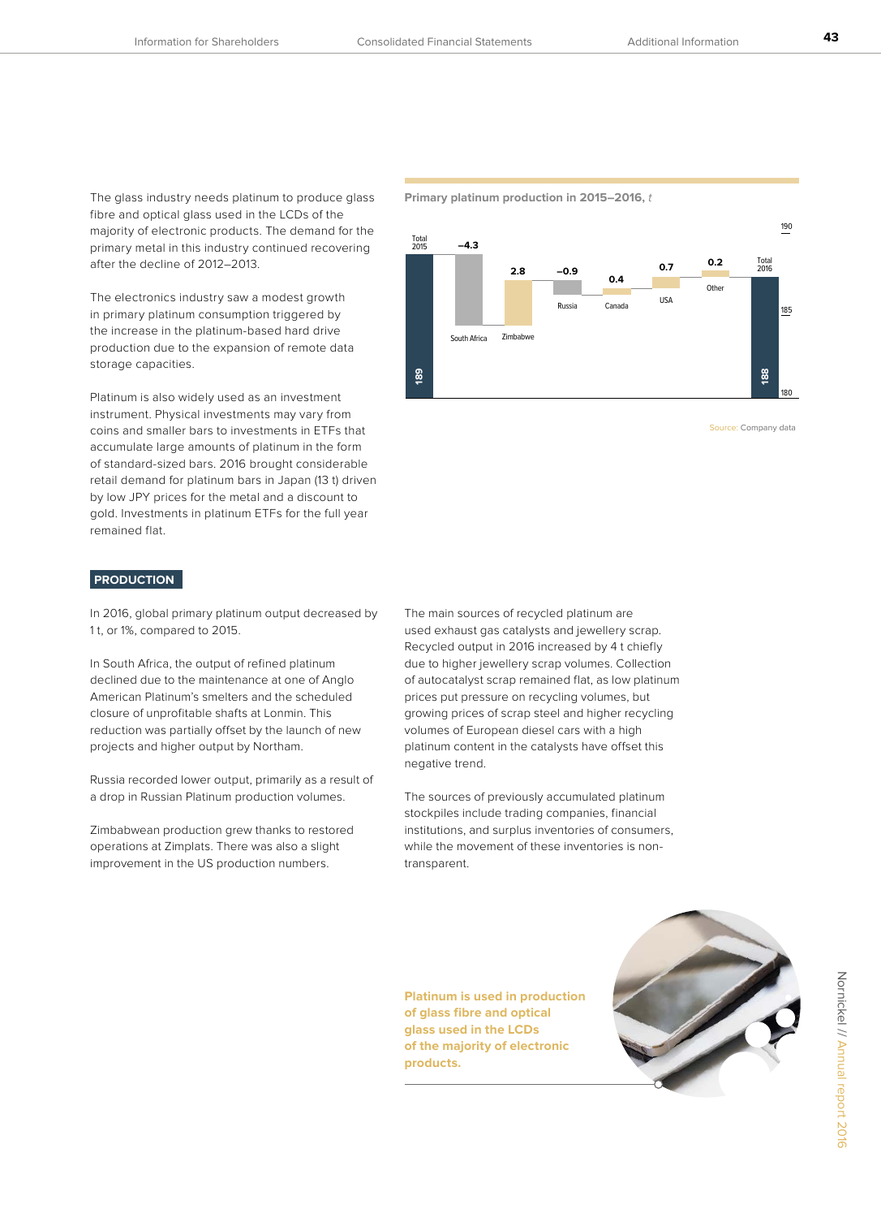The glass industry needs platinum to produce glass fibre and optical glass used in the LCDs of the majority of electronic products. The demand for the primary metal in this industry continued recovering after the decline of 2012–2013.

The electronics industry saw a modest growth in primary platinum consumption triggered by the increase in the platinum-based hard drive production due to the expansion of remote data storage capacities.

Platinum is also widely used as an investment instrument. Physical investments may vary from coins and smaller bars to investments in ETFs that accumulate large amounts of platinum in the form of standard-sized bars. 2016 brought considerable retail demand for platinum bars in Japan (13 t) driven by low JPY prices for the metal and a discount to gold. Investments in platinum ETFs for the full year remained flat.

**Primary platinum production in 2015–2016,** *t*

Total 2015
189
−4.3
South Africa
2.8
Zimbabwe
−0.9
Russia
0.4
Canada
0.7
USA
0.2
Other
Total 2016
188
190
185
180

Source: Company data

## PRODUCTION

In 2016, global primary platinum output decreased by 1 t, or 1%, compared to 2015.

In South Africa, the output of refined platinum declined due to the maintenance at one of Anglo American Platinum's smelters and the scheduled closure of unprofitable shafts at Lonmin. This reduction was partially offset by the launch of new projects and higher output by Northam.

Russia recorded lower output, primarily as a result of a drop in Russian Platinum production volumes.

Zimbabwean production grew thanks to restored operations at Zimplats. There was also a slight improvement in the US production numbers.

The main sources of recycled platinum are used exhaust gas catalysts and jewellery scrap. Recycled output in 2016 increased by 4 t chiefly due to higher jewellery scrap volumes. Collection of autocatalyst scrap remained flat, as low platinum prices put pressure on recycling volumes, but growing prices of scrap steel and higher recycling volumes of European diesel cars with a high platinum content in the catalysts have offset this negative trend.

The sources of previously accumulated platinum stockpiles include trading companies, financial institutions, and surplus inventories of consumers, while the movement of these inventories is non-transparent.

**Platinum is used in production of glass fibre and optical glass used in the LCDs of the majority of electronic products.**